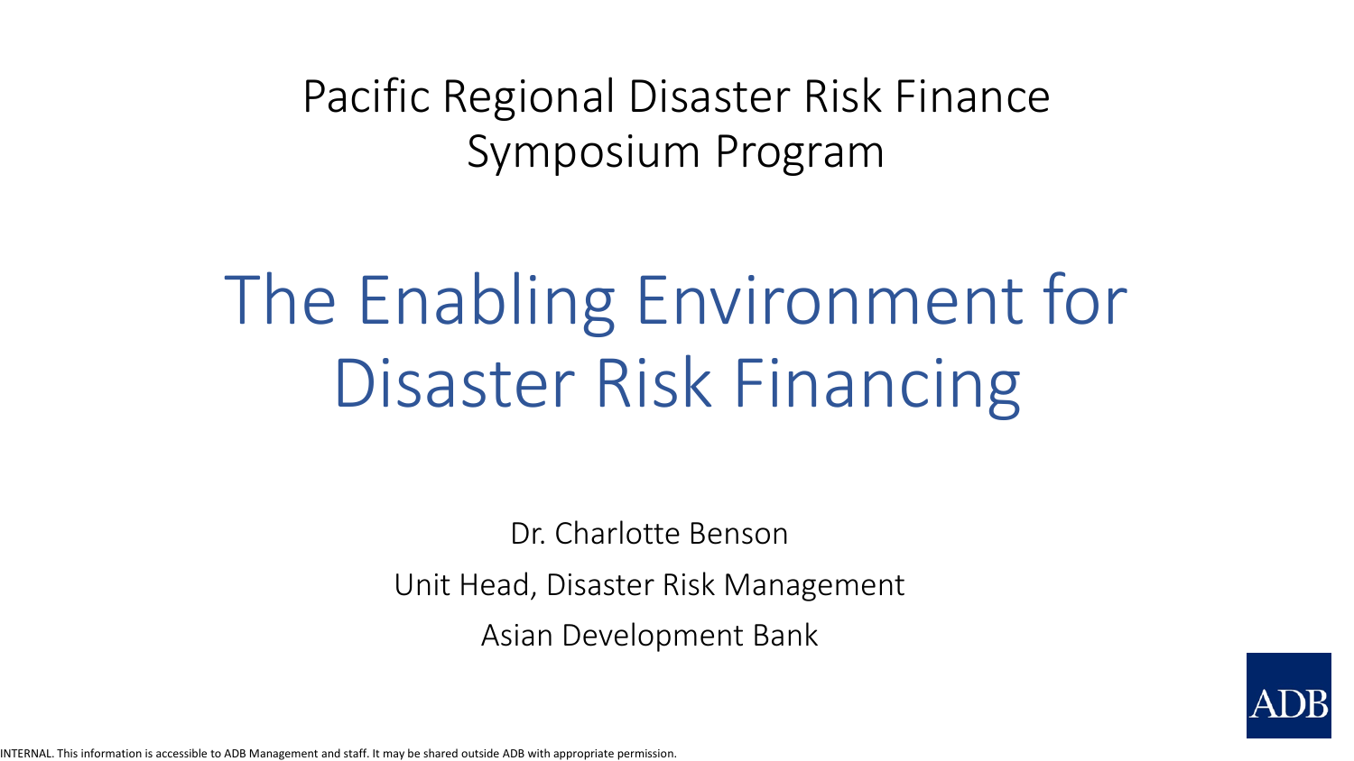Pacific Regional Disaster Risk Finance Symposium Program

# The Enabling Environment for Disaster Risk Financing

Dr. Charlotte Benson

Unit Head, Disaster Risk Management

Asian Development Bank

ADB

INTERNAL. This information is accessible to ADB Management and staff. It may be shared outside ADB with appropriate permission.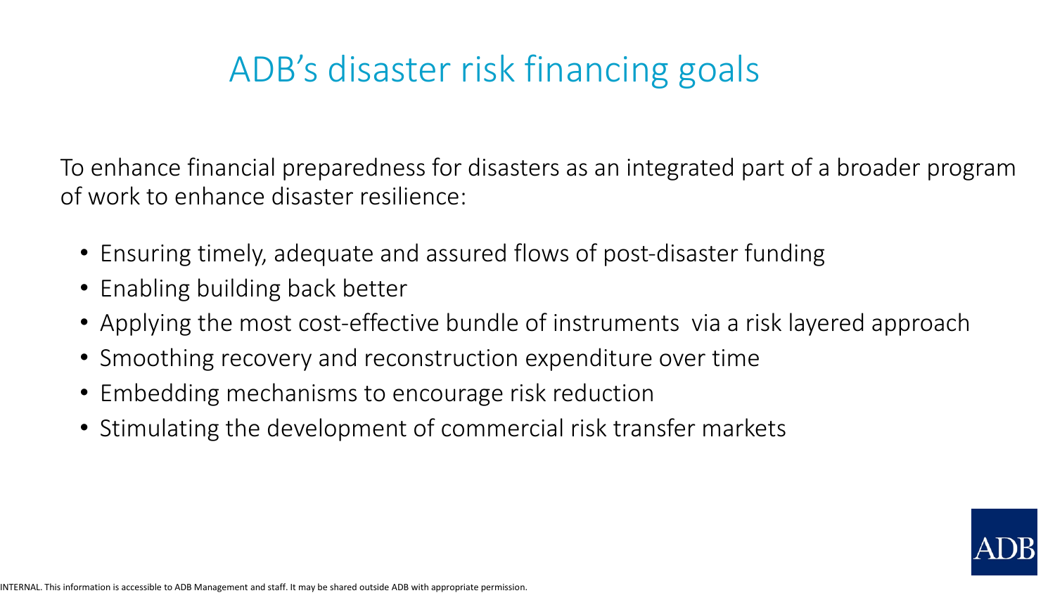# ADB's disaster risk financing goals

To enhance financial preparedness for disasters as an integrated part of a broader program of work to enhance disaster resilience:

- Ensuring timely, adequate and assured flows of post-disaster funding
- Enabling building back better
- Applying the most cost-effective bundle of instruments via a risk layered approach
- Smoothing recovery and reconstruction expenditure over time
- Embedding mechanisms to encourage risk reduction
- Stimulating the development of commercial risk transfer markets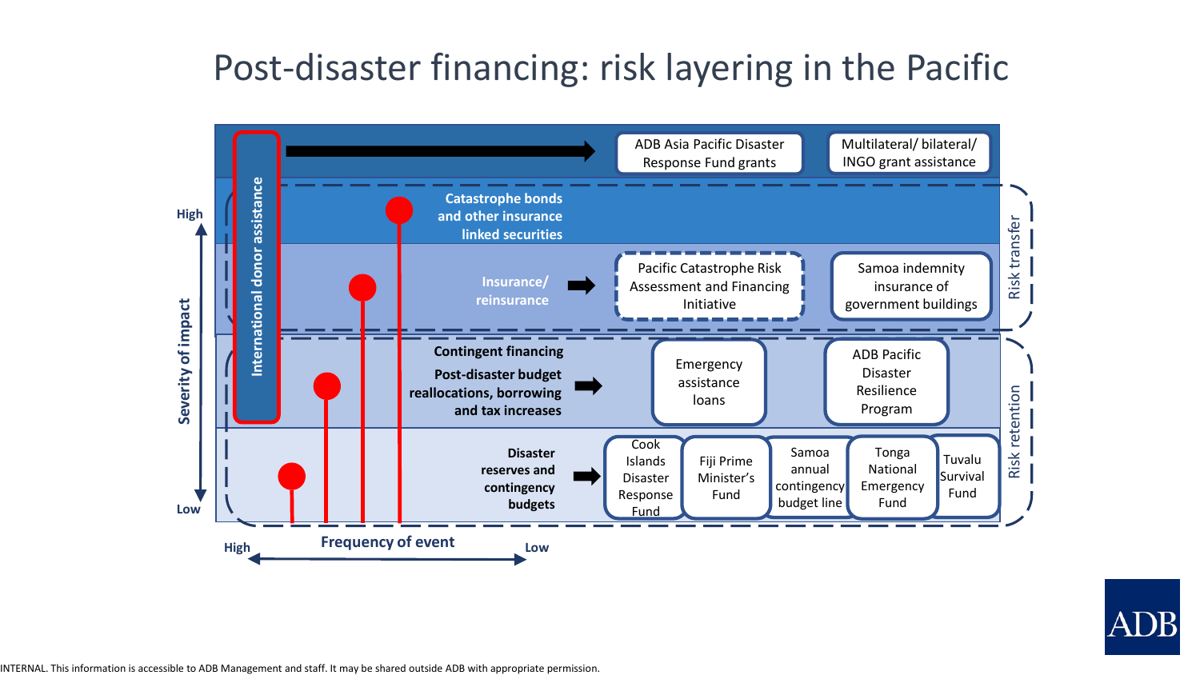# Post-disaster financing: risk layering in the Pacific

International donor assistance

- ADB Asia Pacific Disaster Response Fund grants
- Multilateral/ bilateral/ INGO grant assistance

**Risk transfer**

**Catastrophe bonds and other insurance linked securities**

**Insurance/ reinsurance** →

- Pacific Catastrophe Risk Assessment and Financing Initiative
- Samoa indemnity insurance of government buildings

**Risk retention**

**Contingent financing**

**Post-disaster budget reallocations, borrowing and tax increases** →

- Emergency assistance loans
- ADB Pacific Disaster Resilience Program

**Disaster reserves and contingency budgets** →

- Cook Islands Disaster Response Fund
- Fiji Prime Minister's Fund
- Samoa annual contingency budget line
- Tonga National Emergency Fund
- Tuvalu Survival Fund

Severity of impact: High – Low

Frequency of event: High – Low

INTERNAL. This information is accessible to ADB Management and staff. It may be shared outside ADB with appropriate permission.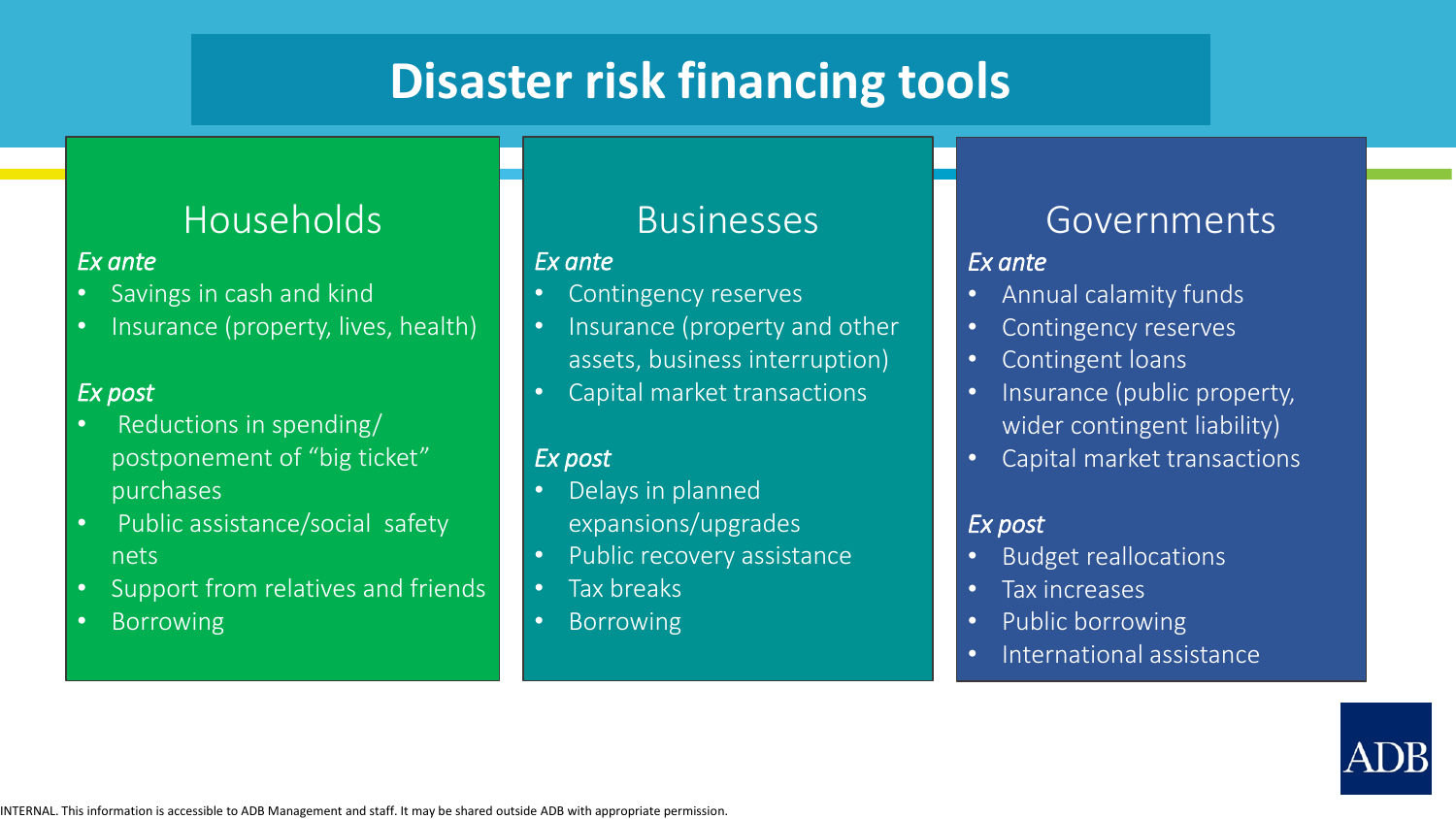# Disaster risk financing tools

## Households

*Ex ante*

- Savings in cash and kind
- Insurance (property, lives, health)

*Ex post*

- Reductions in spending/ postponement of "big ticket" purchases
- Public assistance/social safety nets
- Support from relatives and friends
- Borrowing

## Businesses

*Ex ante*

- Contingency reserves
- Insurance (property and other assets, business interruption)
- Capital market transactions

*Ex post*

- Delays in planned expansions/upgrades
- Public recovery assistance
- Tax breaks
- Borrowing

## Governments

*Ex ante*

- Annual calamity funds
- Contingency reserves
- Contingent loans
- Insurance (public property, wider contingent liability)
- Capital market transactions

*Ex post*

- Budget reallocations
- Tax increases
- Public borrowing
- International assistance

INTERNAL. This information is accessible to ADB Management and staff. It may be shared outside ADB with appropriate permission.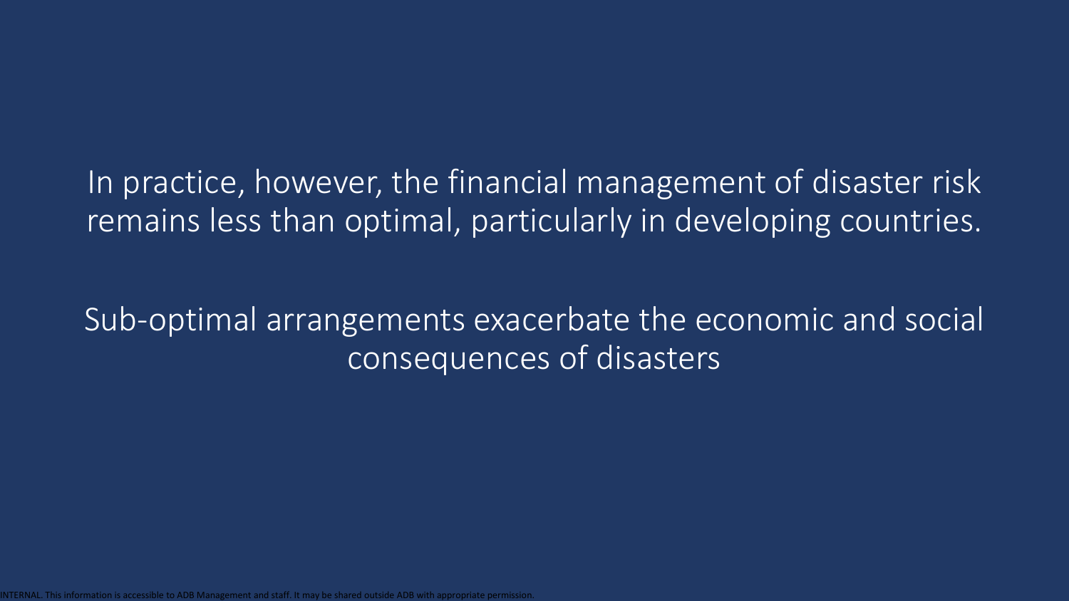In practice, however, the financial management of disaster risk remains less than optimal, particularly in developing countries.

Sub-optimal arrangements exacerbate the economic and social consequences of disasters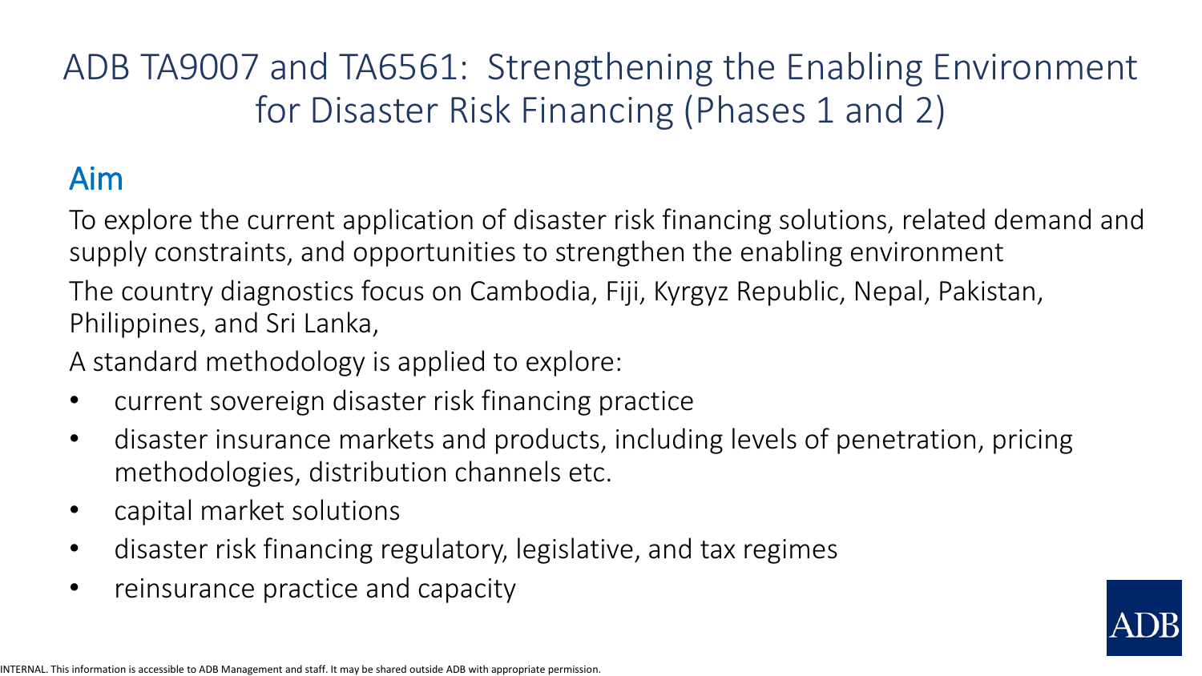# ADB TA9007 and TA6561: Strengthening the Enabling Environment for Disaster Risk Financing (Phases 1 and 2)

## Aim

To explore the current application of disaster risk financing solutions, related demand and supply constraints, and opportunities to strengthen the enabling environment

The country diagnostics focus on Cambodia, Fiji, Kyrgyz Republic, Nepal, Pakistan, Philippines, and Sri Lanka,

A standard methodology is applied to explore:

- current sovereign disaster risk financing practice
- disaster insurance markets and products, including levels of penetration, pricing methodologies, distribution channels etc.
- capital market solutions
- disaster risk financing regulatory, legislative, and tax regimes
- reinsurance practice and capacity

INTERNAL. This information is accessible to ADB Management and staff. It may be shared outside ADB with appropriate permission.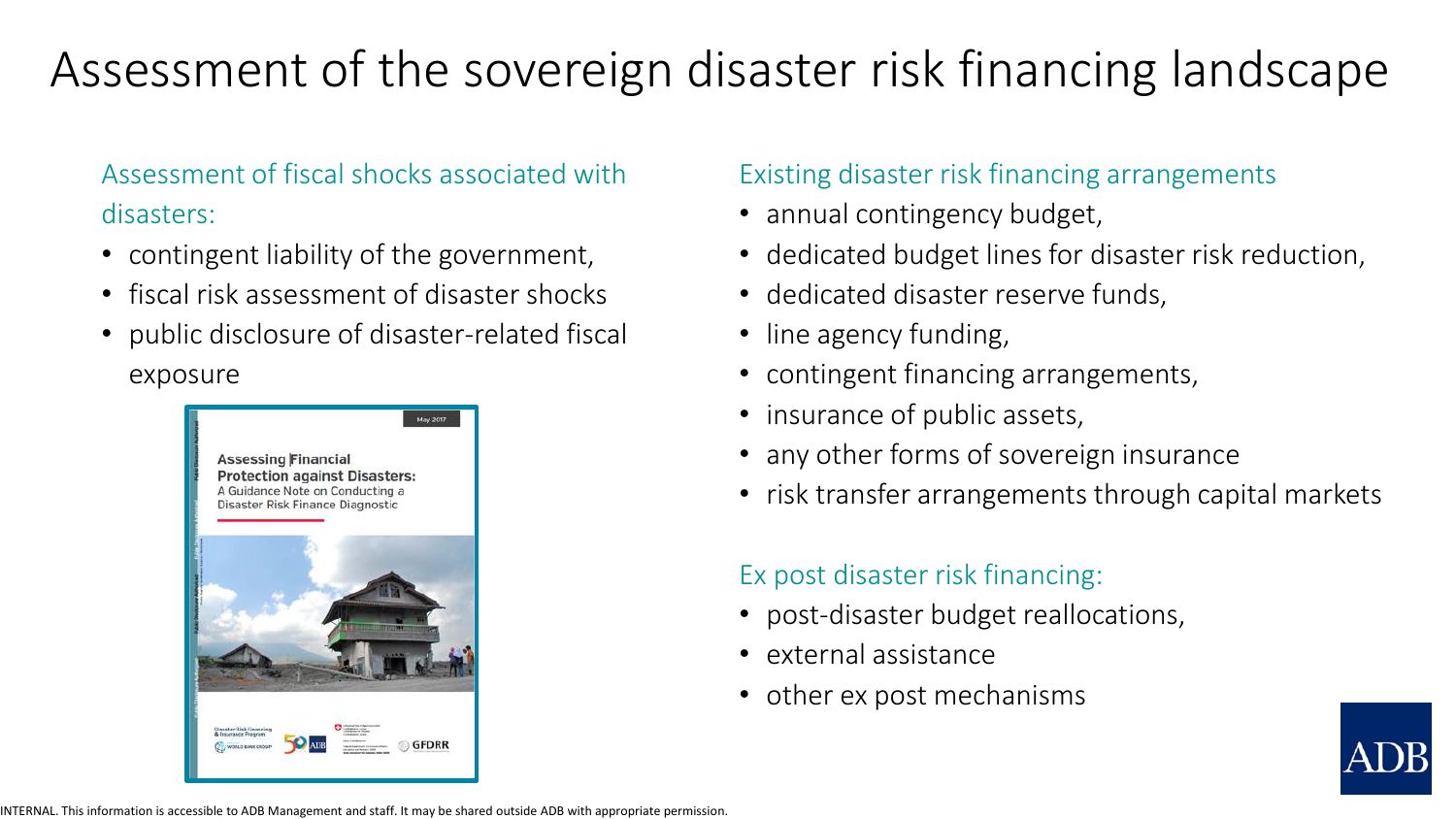# Assessment of the sovereign disaster risk financing landscape

## Assessment of fiscal shocks associated with disasters:

- contingent liability of the government,
- fiscal risk assessment of disaster shocks
- public disclosure of disaster-related fiscal exposure

## Existing disaster risk financing arrangements

- annual contingency budget,
- dedicated budget lines for disaster risk reduction,
- dedicated disaster reserve funds,
- line agency funding,
- contingent financing arrangements,
- insurance of public assets,
- any other forms of sovereign insurance
- risk transfer arrangements through capital markets

## Ex post disaster risk financing:

- post-disaster budget reallocations,
- external assistance
- other ex post mechanisms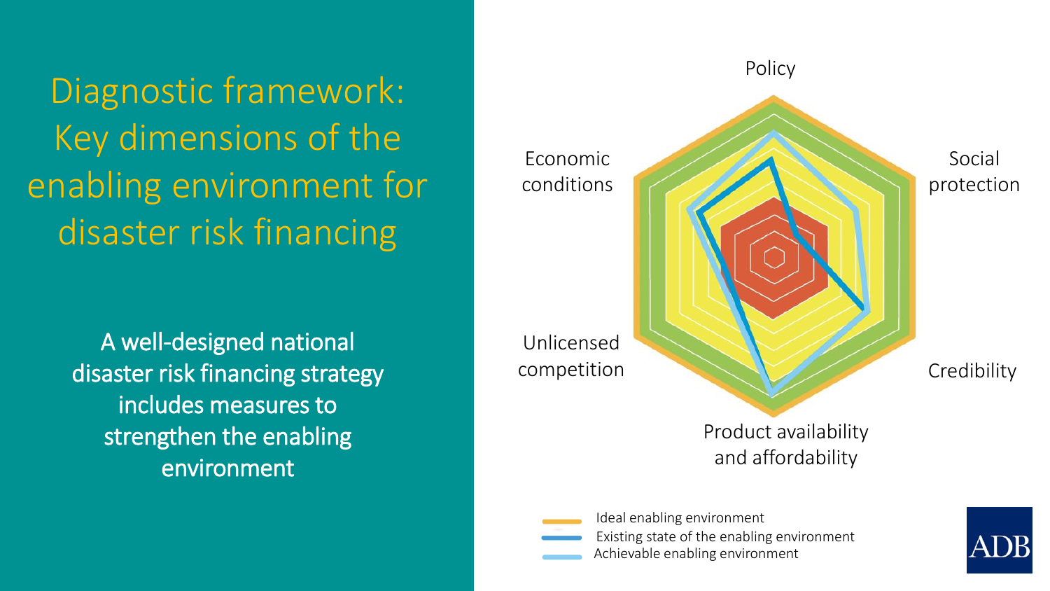# Diagnostic framework: Key dimensions of the enabling environment for disaster risk financing

A well-designed national disaster risk financing strategy includes measures to strengthen the enabling environment

Policy

Social protection

Credibility

Product availability and affordability

Unlicensed competition

Economic conditions

- Ideal enabling environment
- Existing state of the enabling environment
- Achievable enabling environment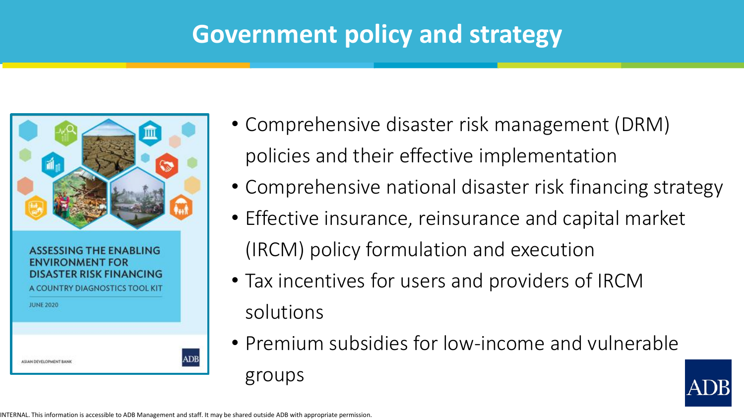# Government policy and strategy

ASSESSING THE ENABLING ENVIRONMENT FOR DISASTER RISK FINANCING

A COUNTRY DIAGNOSTICS TOOL KIT

JUNE 2020

ASIAN DEVELOPMENT BANK

- Comprehensive disaster risk management (DRM) policies and their effective implementation
- Comprehensive national disaster risk financing strategy
- Effective insurance, reinsurance and capital market (IRCM) policy formulation and execution
- Tax incentives for users and providers of IRCM solutions
- Premium subsidies for low-income and vulnerable groups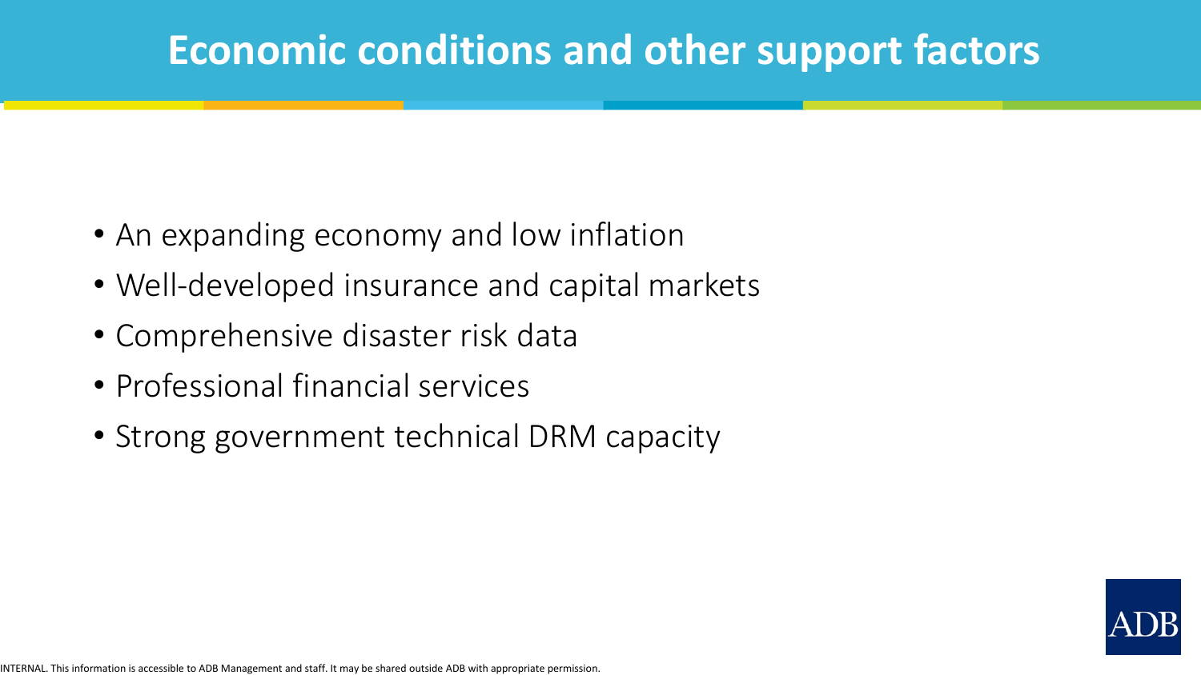# Economic conditions and other support factors

- An expanding economy and low inflation
- Well-developed insurance and capital markets
- Comprehensive disaster risk data
- Professional financial services
- Strong government technical DRM capacity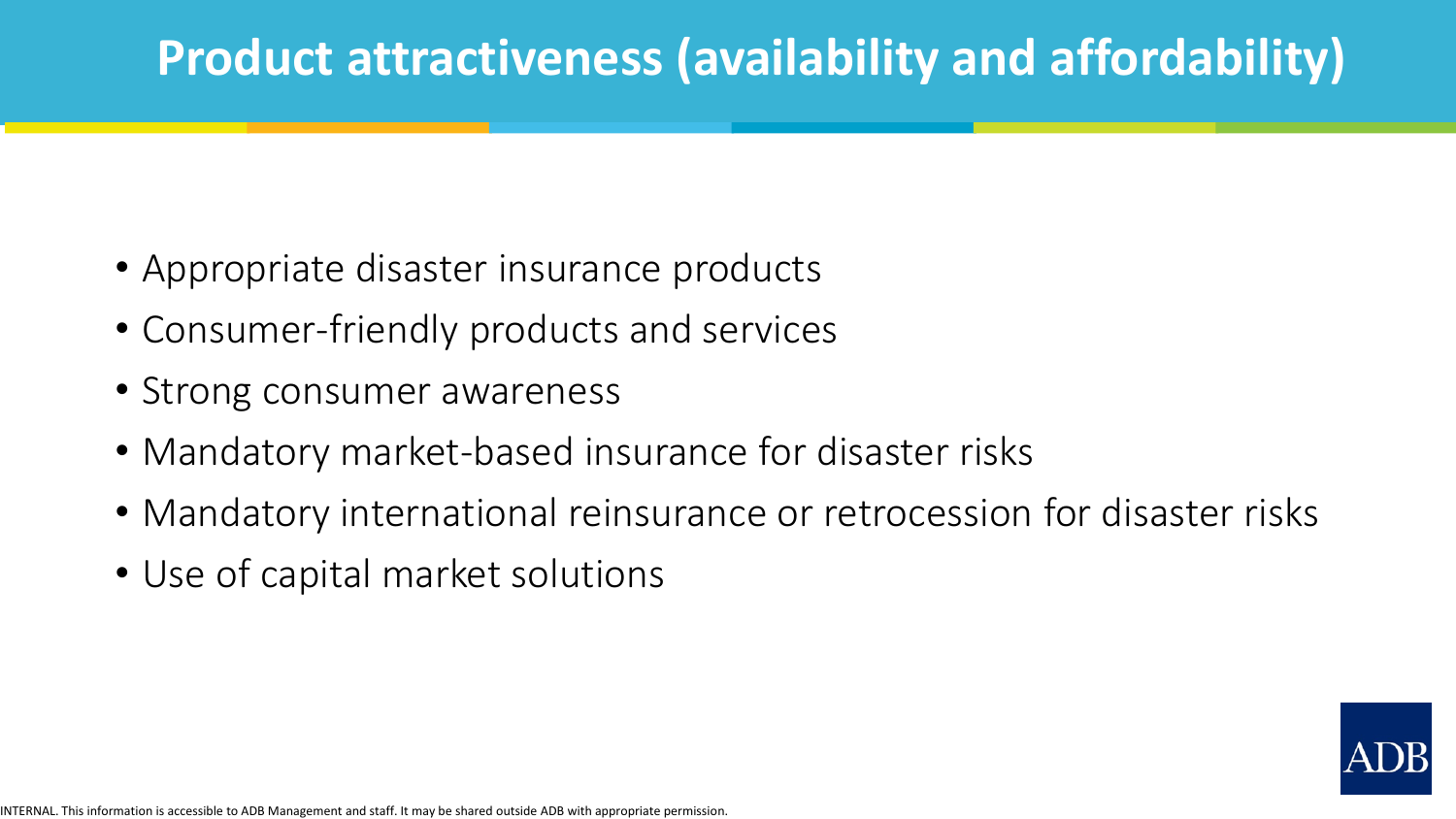# Product attractiveness (availability and affordability)

- Appropriate disaster insurance products
- Consumer-friendly products and services
- Strong consumer awareness
- Mandatory market-based insurance for disaster risks
- Mandatory international reinsurance or retrocession for disaster risks
- Use of capital market solutions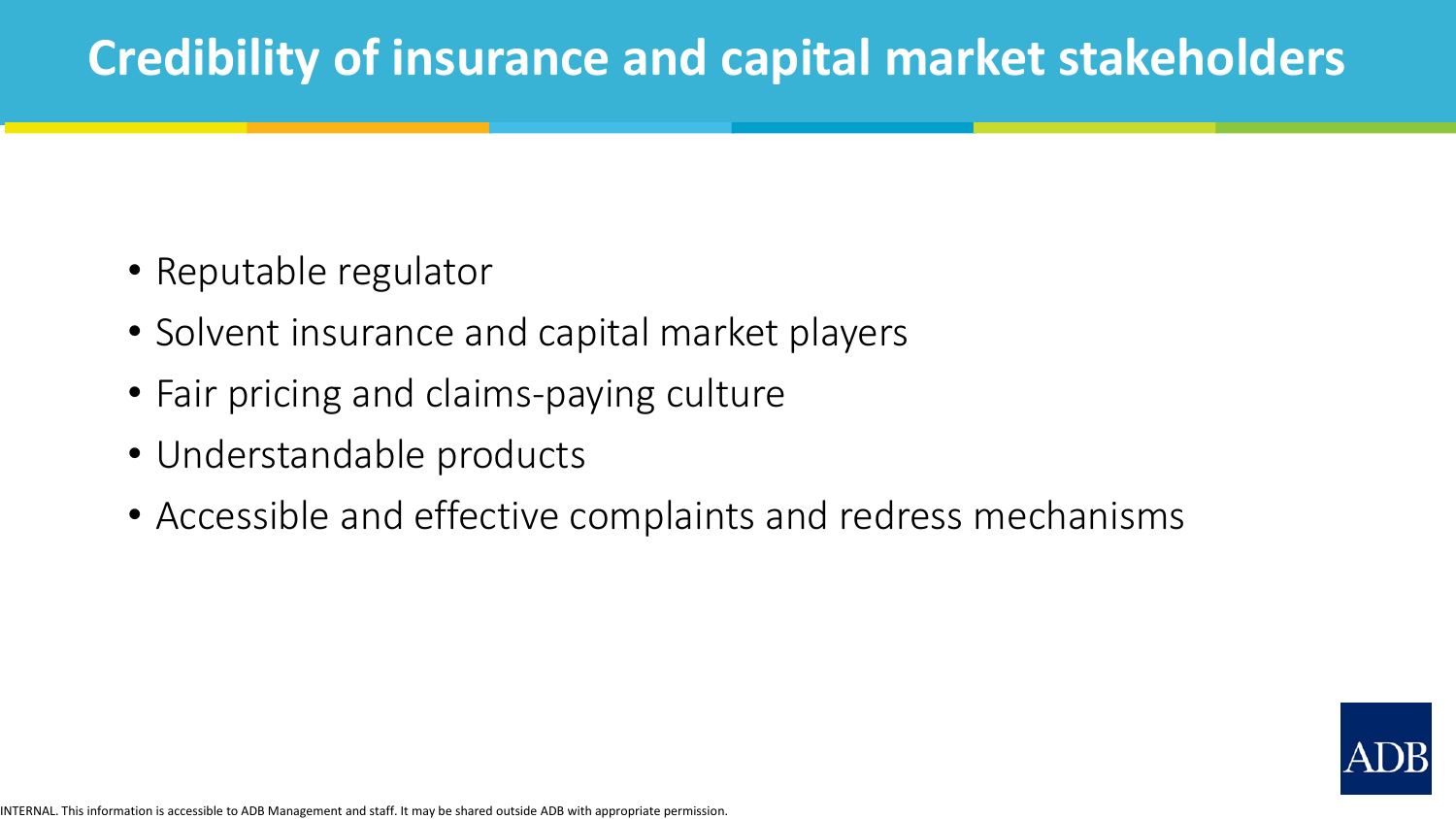# Credibility of insurance and capital market stakeholders

- Reputable regulator
- Solvent insurance and capital market players
- Fair pricing and claims-paying culture
- Understandable products
- Accessible and effective complaints and redress mechanisms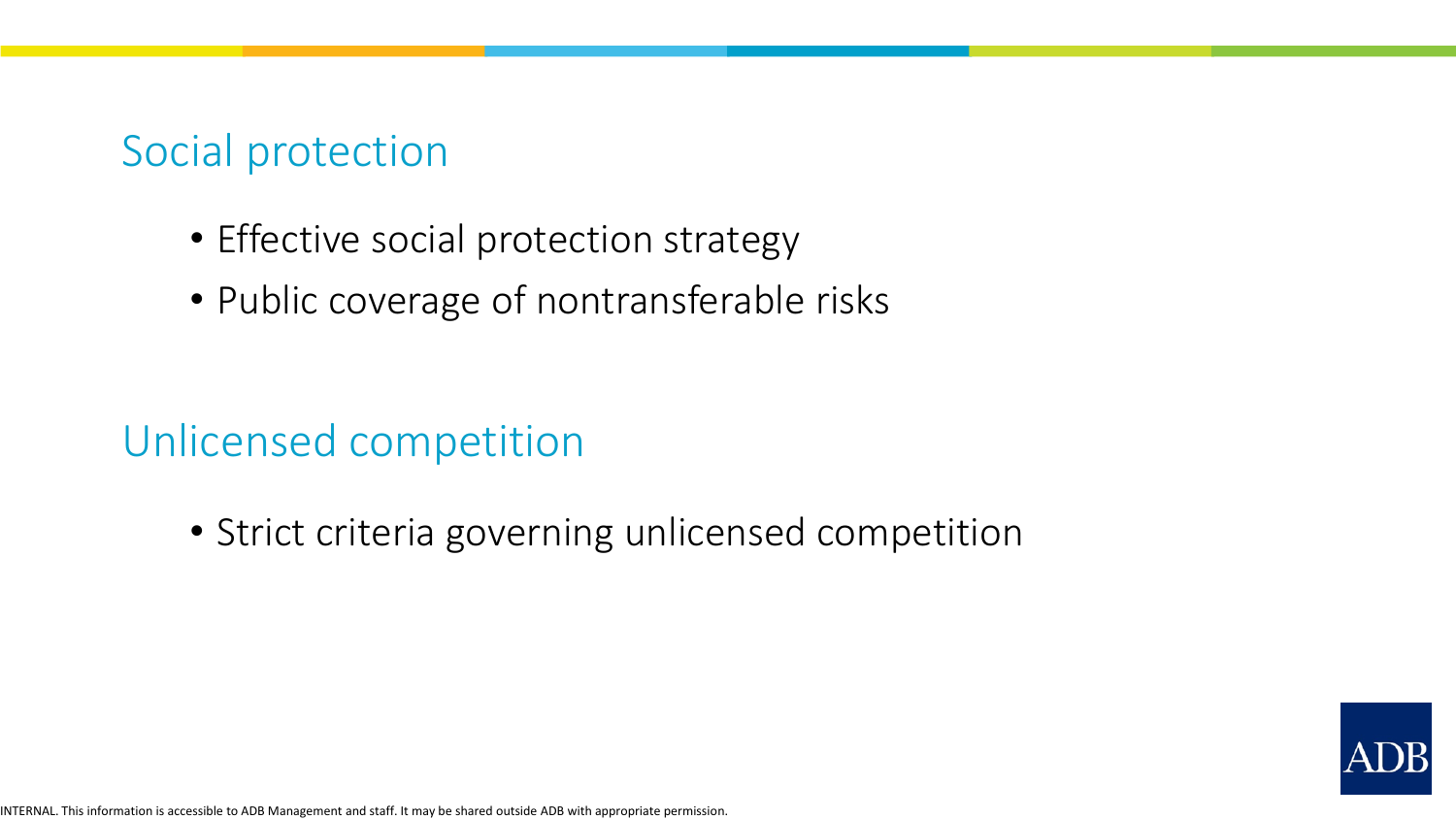## Social protection

- Effective social protection strategy
- Public coverage of nontransferable risks

## Unlicensed competition

- Strict criteria governing unlicensed competition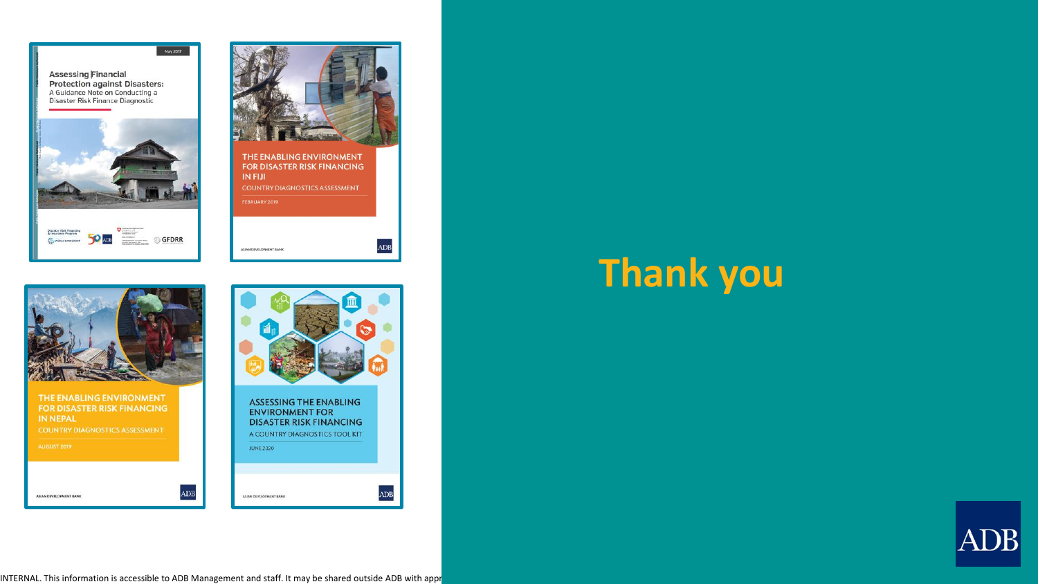May 2017

Assessing Financial Protection against Disasters:
A Guidance Note on Conducting a Disaster Risk Finance Diagnostic

THE ENABLING ENVIRONMENT FOR DISASTER RISK FINANCING IN FIJI
COUNTRY DIAGNOSTICS ASSESSMENT
FEBRUARY 2019

THE ENABLING ENVIRONMENT FOR DISASTER RISK FINANCING IN NEPAL
COUNTRY DIAGNOSTICS ASSESSMENT
AUGUST 2019

ASSESSING THE ENABLING ENVIRONMENT FOR DISASTER RISK FINANCING
A COUNTRY DIAGNOSTICS TOOL KIT
JUNE 2020

# Thank you

INTERNAL. This information is accessible to ADB Management and staff. It may be shared outside ADB with appr